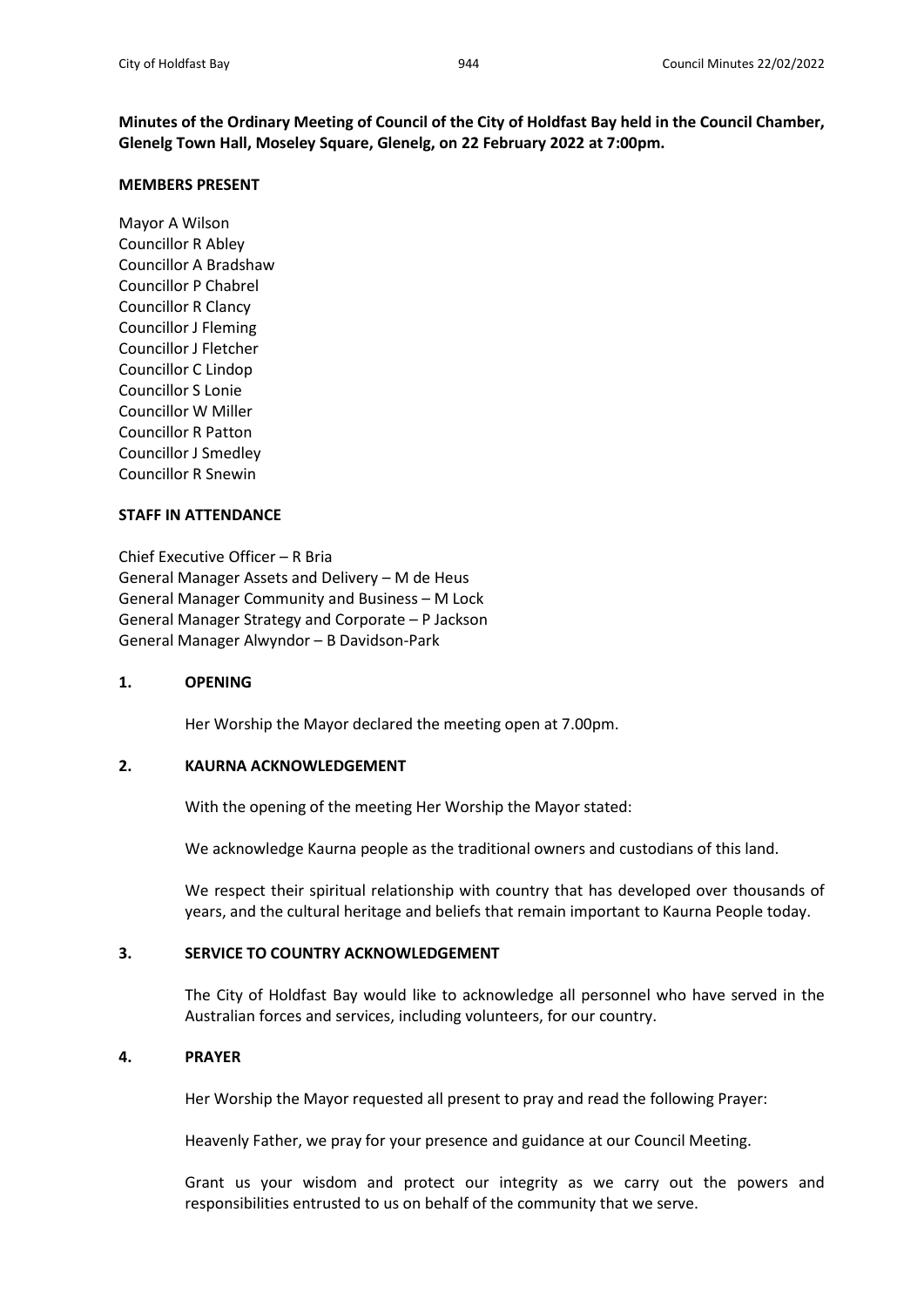**Minutes of the Ordinary Meeting of Council of the City of Holdfast Bay held in the Council Chamber, Glenelg Town Hall, Moseley Square, Glenelg, on 22 February 2022 at 7:00pm.**

**MEMBERS PRESENT**

Mayor A Wilson
Councillor R Abley
Councillor A Bradshaw
Councillor P Chabrel
Councillor R Clancy
Councillor J Fleming
Councillor J Fletcher
Councillor C Lindop
Councillor S Lonie
Councillor W Miller
Councillor R Patton
Councillor J Smedley
Councillor R Snewin

**STAFF IN ATTENDANCE**

Chief Executive Officer – R Bria
General Manager Assets and Delivery – M de Heus
General Manager Community and Business – M Lock
General Manager Strategy and Corporate – P Jackson
General Manager Alwyndor – B Davidson-Park

## 1. OPENING

Her Worship the Mayor declared the meeting open at 7.00pm.

## 2. KAURNA ACKNOWLEDGEMENT

With the opening of the meeting Her Worship the Mayor stated:

We acknowledge Kaurna people as the traditional owners and custodians of this land.

We respect their spiritual relationship with country that has developed over thousands of years, and the cultural heritage and beliefs that remain important to Kaurna People today.

## 3. SERVICE TO COUNTRY ACKNOWLEDGEMENT

The City of Holdfast Bay would like to acknowledge all personnel who have served in the Australian forces and services, including volunteers, for our country.

## 4. PRAYER

Her Worship the Mayor requested all present to pray and read the following Prayer:

Heavenly Father, we pray for your presence and guidance at our Council Meeting.

Grant us your wisdom and protect our integrity as we carry out the powers and responsibilities entrusted to us on behalf of the community that we serve.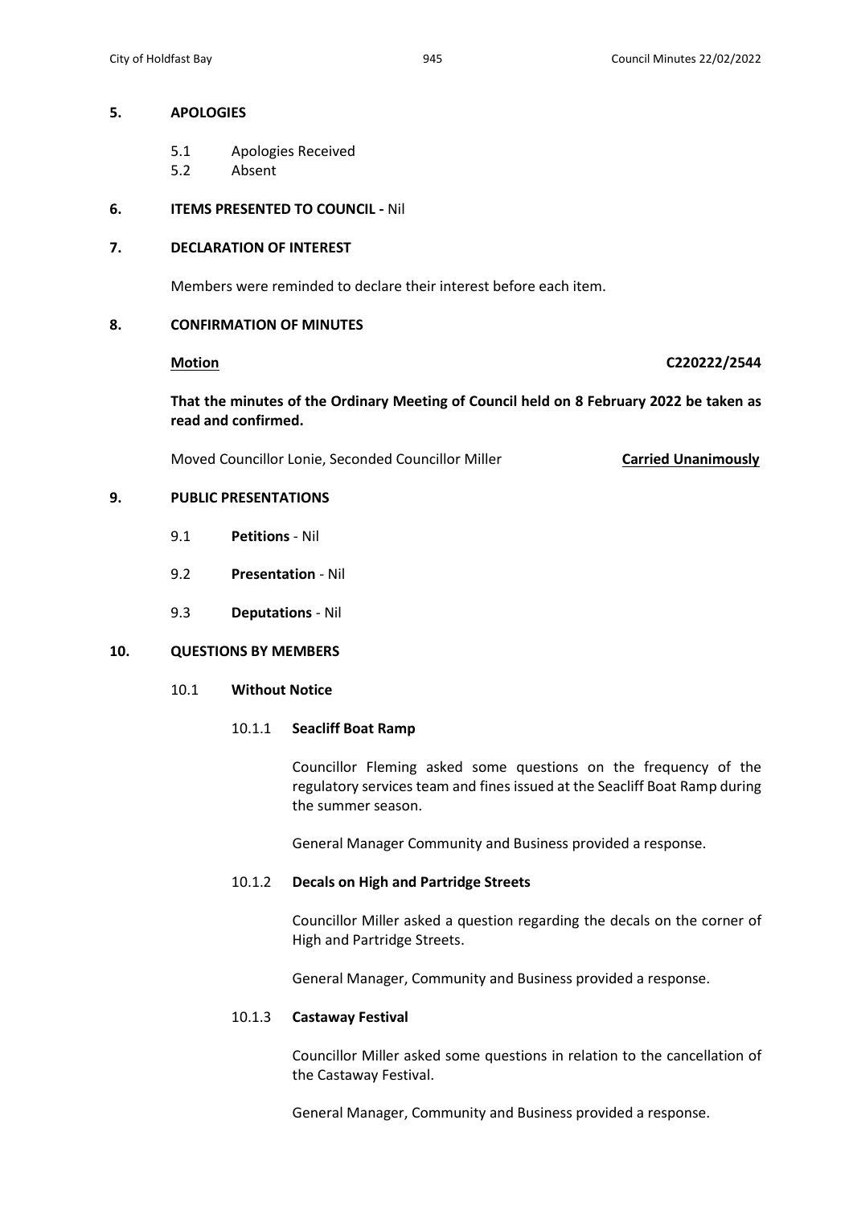## 5. APOLOGIES

5.1 Apologies Received
5.2 Absent

## 6. ITEMS PRESENTED TO COUNCIL - Nil

## 7. DECLARATION OF INTEREST

Members were reminded to declare their interest before each item.

## 8. CONFIRMATION OF MINUTES

**Motion** **C220222/2544**

**That the minutes of the Ordinary Meeting of Council held on 8 February 2022 be taken as read and confirmed.**

Moved Councillor Lonie, Seconded Councillor Miller **Carried Unanimously**

## 9. PUBLIC PRESENTATIONS

9.1 **Petitions** - Nil

9.2 **Presentation** - Nil

9.3 **Deputations** - Nil

## 10. QUESTIONS BY MEMBERS

### 10.1 Without Notice

#### 10.1.1 Seacliff Boat Ramp

Councillor Fleming asked some questions on the frequency of the regulatory services team and fines issued at the Seacliff Boat Ramp during the summer season.

General Manager Community and Business provided a response.

#### 10.1.2 Decals on High and Partridge Streets

Councillor Miller asked a question regarding the decals on the corner of High and Partridge Streets.

General Manager, Community and Business provided a response.

#### 10.1.3 Castaway Festival

Councillor Miller asked some questions in relation to the cancellation of the Castaway Festival.

General Manager, Community and Business provided a response.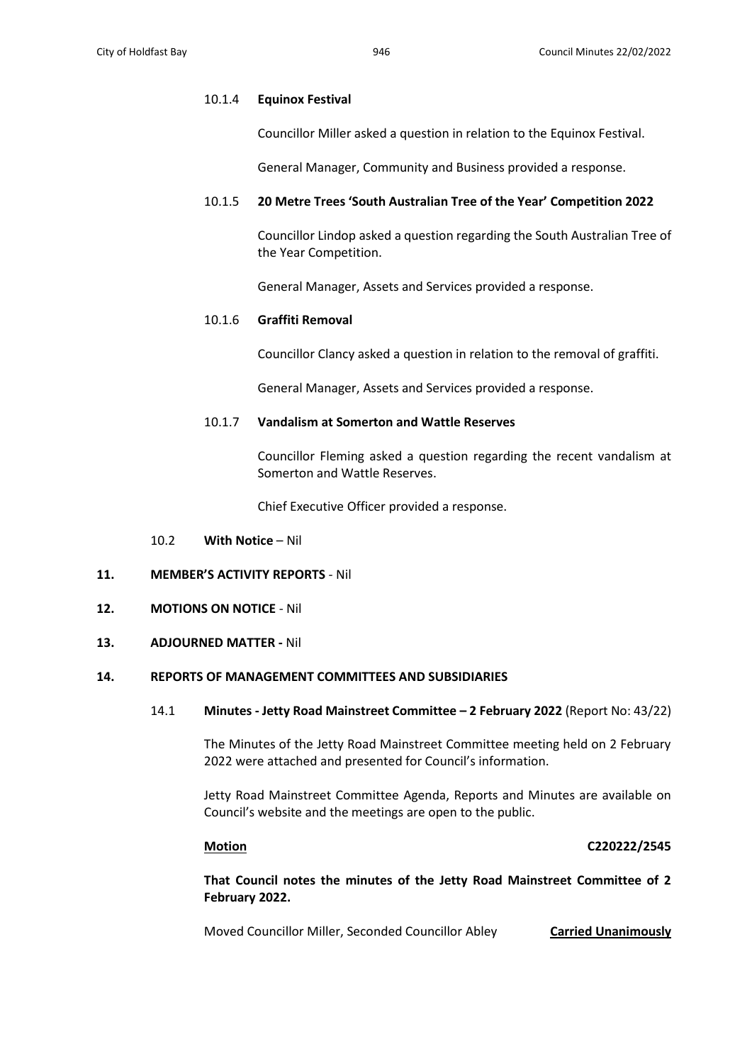10.1.4 **Equinox Festival**

Councillor Miller asked a question in relation to the Equinox Festival.

General Manager, Community and Business provided a response.

10.1.5 **20 Metre Trees 'South Australian Tree of the Year' Competition 2022**

Councillor Lindop asked a question regarding the South Australian Tree of the Year Competition.

General Manager, Assets and Services provided a response.

10.1.6 **Graffiti Removal**

Councillor Clancy asked a question in relation to the removal of graffiti.

General Manager, Assets and Services provided a response.

10.1.7 **Vandalism at Somerton and Wattle Reserves**

Councillor Fleming asked a question regarding the recent vandalism at Somerton and Wattle Reserves.

Chief Executive Officer provided a response.

10.2 **With Notice** – Nil

**11. MEMBER'S ACTIVITY REPORTS** - Nil

**12. MOTIONS ON NOTICE** - Nil

**13. ADJOURNED MATTER -** Nil

**14. REPORTS OF MANAGEMENT COMMITTEES AND SUBSIDIARIES**

14.1 **Minutes - Jetty Road Mainstreet Committee – 2 February 2022** (Report No: 43/22)

The Minutes of the Jetty Road Mainstreet Committee meeting held on 2 February 2022 were attached and presented for Council's information.

Jetty Road Mainstreet Committee Agenda, Reports and Minutes are available on Council's website and the meetings are open to the public.

**Motion** **C220222/2545**

**That Council notes the minutes of the Jetty Road Mainstreet Committee of 2 February 2022.**

Moved Councillor Miller, Seconded Councillor Abley **Carried Unanimously**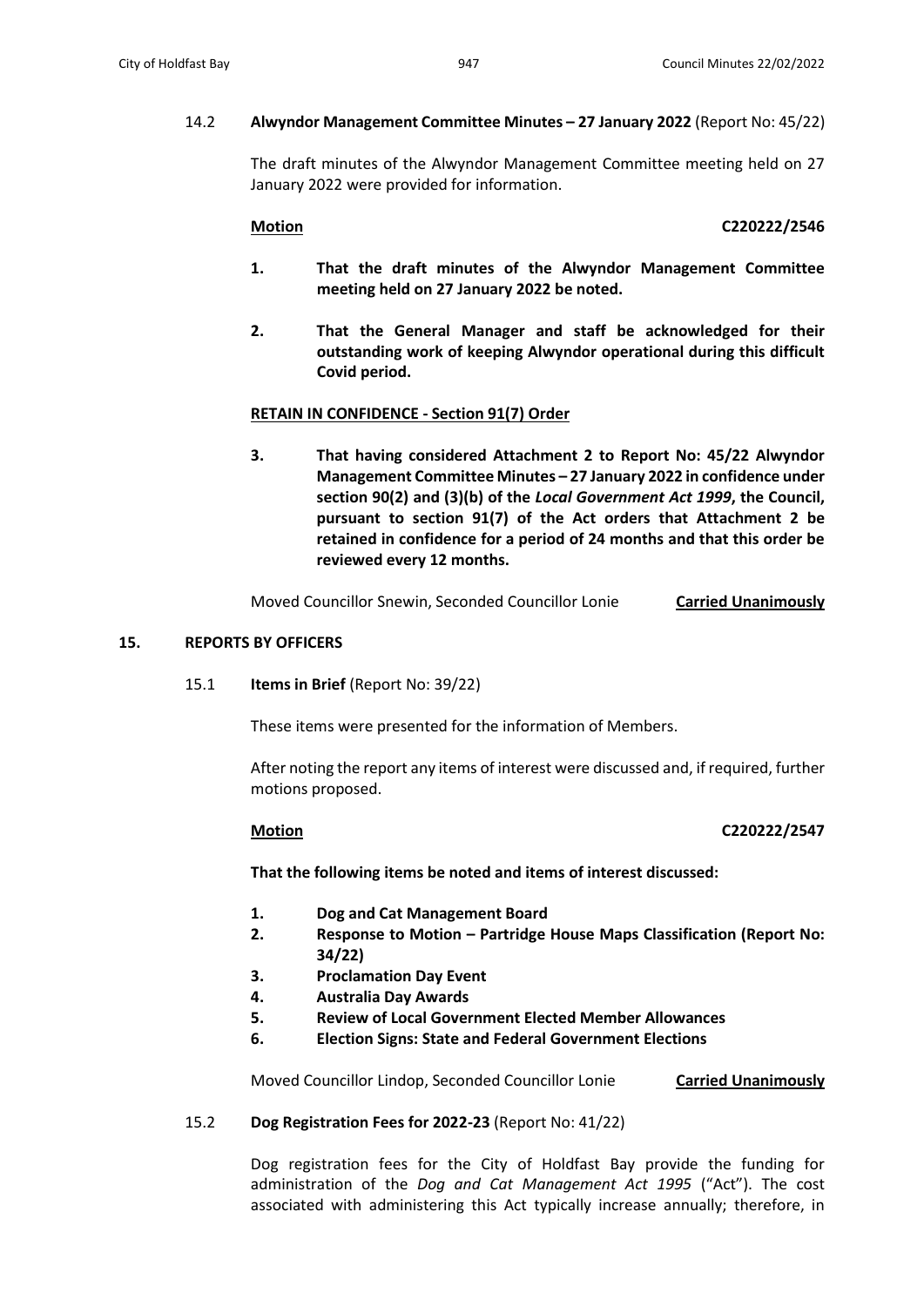14.2 **Alwyndor Management Committee Minutes – 27 January 2022** (Report No: 45/22)

The draft minutes of the Alwyndor Management Committee meeting held on 27 January 2022 were provided for information.

**Motion** **C220222/2546**

1. **That the draft minutes of the Alwyndor Management Committee meeting held on 27 January 2022 be noted.**

2. **That the General Manager and staff be acknowledged for their outstanding work of keeping Alwyndor operational during this difficult Covid period.**

**RETAIN IN CONFIDENCE - Section 91(7) Order**

3. **That having considered Attachment 2 to Report No: 45/22 Alwyndor Management Committee Minutes – 27 January 2022 in confidence under section 90(2) and (3)(b) of the *Local Government Act 1999*, the Council, pursuant to section 91(7) of the Act orders that Attachment 2 be retained in confidence for a period of 24 months and that this order be reviewed every 12 months.**

Moved Councillor Snewin, Seconded Councillor Lonie **Carried Unanimously**

## 15. REPORTS BY OFFICERS

15.1 **Items in Brief** (Report No: 39/22)

These items were presented for the information of Members.

After noting the report any items of interest were discussed and, if required, further motions proposed.

**Motion** **C220222/2547**

**That the following items be noted and items of interest discussed:**

1. **Dog and Cat Management Board**
2. **Response to Motion – Partridge House Maps Classification (Report No: 34/22)**
3. **Proclamation Day Event**
4. **Australia Day Awards**
5. **Review of Local Government Elected Member Allowances**
6. **Election Signs: State and Federal Government Elections**

Moved Councillor Lindop, Seconded Councillor Lonie **Carried Unanimously**

15.2 **Dog Registration Fees for 2022-23** (Report No: 41/22)

Dog registration fees for the City of Holdfast Bay provide the funding for administration of the *Dog and Cat Management Act 1995* ("Act"). The cost associated with administering this Act typically increase annually; therefore, in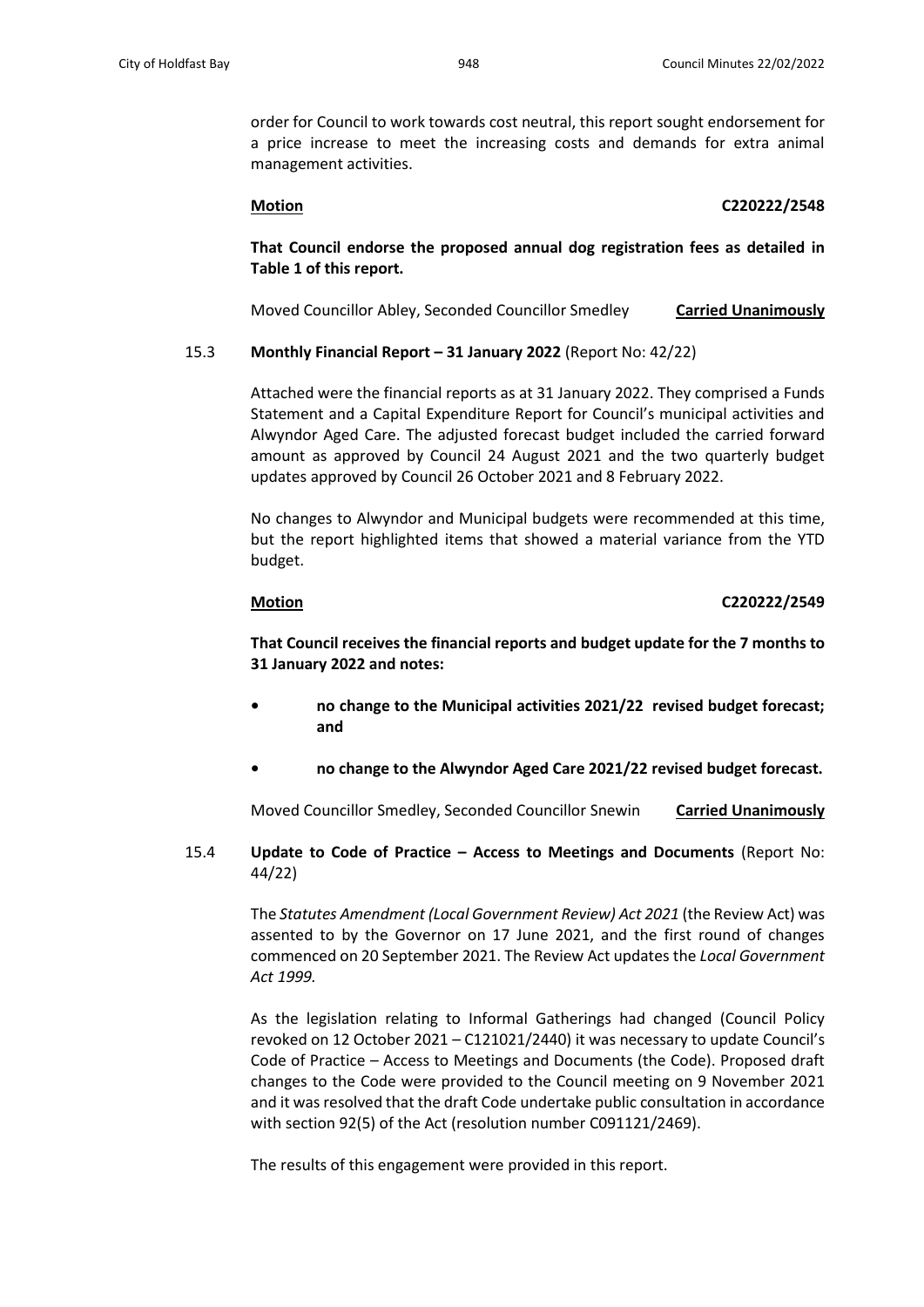order for Council to work towards cost neutral, this report sought endorsement for a price increase to meet the increasing costs and demands for extra animal management activities.

**Motion** **C220222/2548**

**That Council endorse the proposed annual dog registration fees as detailed in Table 1 of this report.**

Moved Councillor Abley, Seconded Councillor Smedley **Carried Unanimously**

15.3 **Monthly Financial Report – 31 January 2022** (Report No: 42/22)

Attached were the financial reports as at 31 January 2022. They comprised a Funds Statement and a Capital Expenditure Report for Council's municipal activities and Alwyndor Aged Care. The adjusted forecast budget included the carried forward amount as approved by Council 24 August 2021 and the two quarterly budget updates approved by Council 26 October 2021 and 8 February 2022.

No changes to Alwyndor and Municipal budgets were recommended at this time, but the report highlighted items that showed a material variance from the YTD budget.

**Motion** **C220222/2549**

**That Council receives the financial reports and budget update for the 7 months to 31 January 2022 and notes:**

- **no change to the Municipal activities 2021/22 revised budget forecast; and**
- **no change to the Alwyndor Aged Care 2021/22 revised budget forecast.**

Moved Councillor Smedley, Seconded Councillor Snewin **Carried Unanimously**

15.4 **Update to Code of Practice – Access to Meetings and Documents** (Report No: 44/22)

The *Statutes Amendment (Local Government Review) Act 2021* (the Review Act) was assented to by the Governor on 17 June 2021, and the first round of changes commenced on 20 September 2021. The Review Act updates the *Local Government Act 1999.*

As the legislation relating to Informal Gatherings had changed (Council Policy revoked on 12 October 2021 – C121021/2440) it was necessary to update Council's Code of Practice – Access to Meetings and Documents (the Code). Proposed draft changes to the Code were provided to the Council meeting on 9 November 2021 and it was resolved that the draft Code undertake public consultation in accordance with section 92(5) of the Act (resolution number C091121/2469).

The results of this engagement were provided in this report.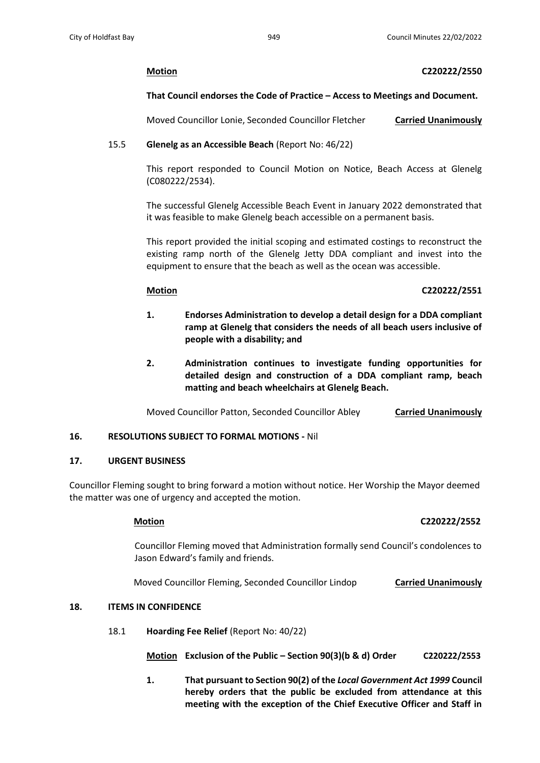**Motion** **C220222/2550**

**That Council endorses the Code of Practice – Access to Meetings and Document.**

Moved Councillor Lonie, Seconded Councillor Fletcher **Carried Unanimously**

15.5 **Glenelg as an Accessible Beach** (Report No: 46/22)

This report responded to Council Motion on Notice, Beach Access at Glenelg (C080222/2534).

The successful Glenelg Accessible Beach Event in January 2022 demonstrated that it was feasible to make Glenelg beach accessible on a permanent basis.

This report provided the initial scoping and estimated costings to reconstruct the existing ramp north of the Glenelg Jetty DDA compliant and invest into the equipment to ensure that the beach as well as the ocean was accessible.

**Motion** **C220222/2551**

1. **Endorses Administration to develop a detail design for a DDA compliant ramp at Glenelg that considers the needs of all beach users inclusive of people with a disability; and**

2. **Administration continues to investigate funding opportunities for detailed design and construction of a DDA compliant ramp, beach matting and beach wheelchairs at Glenelg Beach.**

Moved Councillor Patton, Seconded Councillor Abley **Carried Unanimously**

## 16. RESOLUTIONS SUBJECT TO FORMAL MOTIONS - Nil

## 17. URGENT BUSINESS

Councillor Fleming sought to bring forward a motion without notice. Her Worship the Mayor deemed the matter was one of urgency and accepted the motion.

**Motion** **C220222/2552**

Councillor Fleming moved that Administration formally send Council's condolences to Jason Edward's family and friends.

Moved Councillor Fleming, Seconded Councillor Lindop **Carried Unanimously**

## 18. ITEMS IN CONFIDENCE

18.1 **Hoarding Fee Relief** (Report No: 40/22)

**Motion Exclusion of the Public – Section 90(3)(b & d) Order** **C220222/2553**

1. **That pursuant to Section 90(2) of the *Local Government Act 1999* Council hereby orders that the public be excluded from attendance at this meeting with the exception of the Chief Executive Officer and Staff in**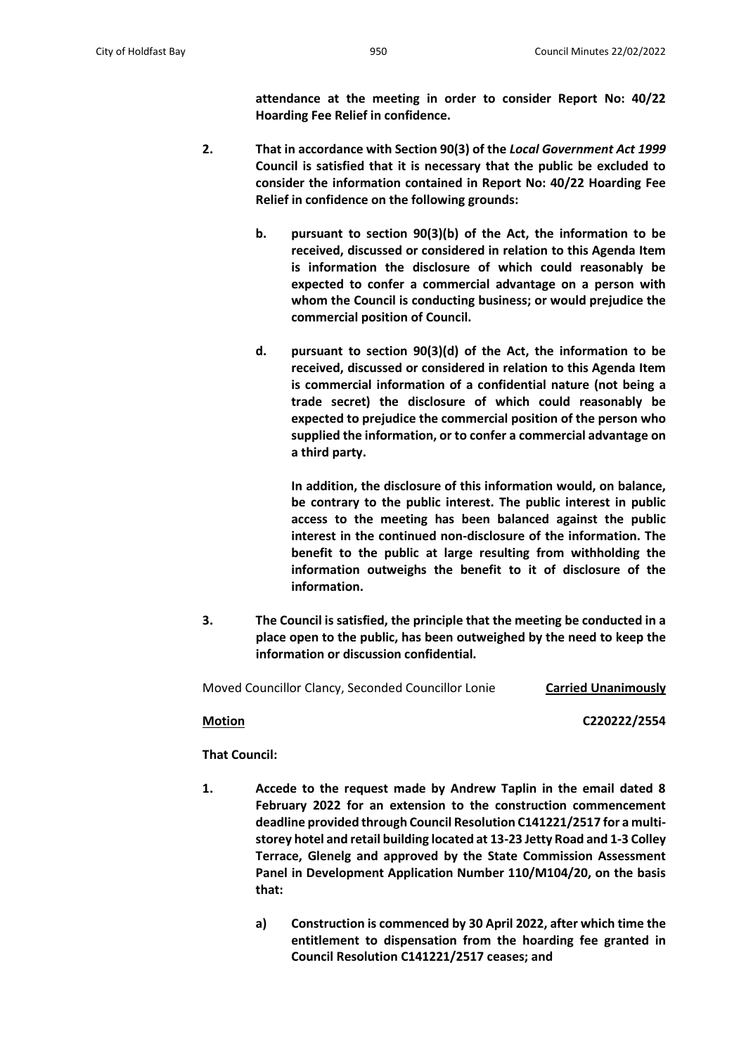**attendance at the meeting in order to consider Report No: 40/22 Hoarding Fee Relief in confidence.**

2. **That in accordance with Section 90(3) of the *Local Government Act 1999* Council is satisfied that it is necessary that the public be excluded to consider the information contained in Report No: 40/22 Hoarding Fee Relief in confidence on the following grounds:**

   b. **pursuant to section 90(3)(b) of the Act, the information to be received, discussed or considered in relation to this Agenda Item is information the disclosure of which could reasonably be expected to confer a commercial advantage on a person with whom the Council is conducting business; or would prejudice the commercial position of Council.**

   d. **pursuant to section 90(3)(d) of the Act, the information to be received, discussed or considered in relation to this Agenda Item is commercial information of a confidential nature (not being a trade secret) the disclosure of which could reasonably be expected to prejudice the commercial position of the person who supplied the information, or to confer a commercial advantage on a third party.**

   **In addition, the disclosure of this information would, on balance, be contrary to the public interest. The public interest in public access to the meeting has been balanced against the public interest in the continued non-disclosure of the information. The benefit to the public at large resulting from withholding the information outweighs the benefit to it of disclosure of the information.**

3. **The Council is satisfied, the principle that the meeting be conducted in a place open to the public, has been outweighed by the need to keep the information or discussion confidential.**

Moved Councillor Clancy, Seconded Councillor Lonie **Carried Unanimously**

**Motion** **C220222/2554**

**That Council:**

1. **Accede to the request made by Andrew Taplin in the email dated 8 February 2022 for an extension to the construction commencement deadline provided through Council Resolution C141221/2517 for a multi-storey hotel and retail building located at 13-23 Jetty Road and 1-3 Colley Terrace, Glenelg and approved by the State Commission Assessment Panel in Development Application Number 110/M104/20, on the basis that:**

   a) **Construction is commenced by 30 April 2022, after which time the entitlement to dispensation from the hoarding fee granted in Council Resolution C141221/2517 ceases; and**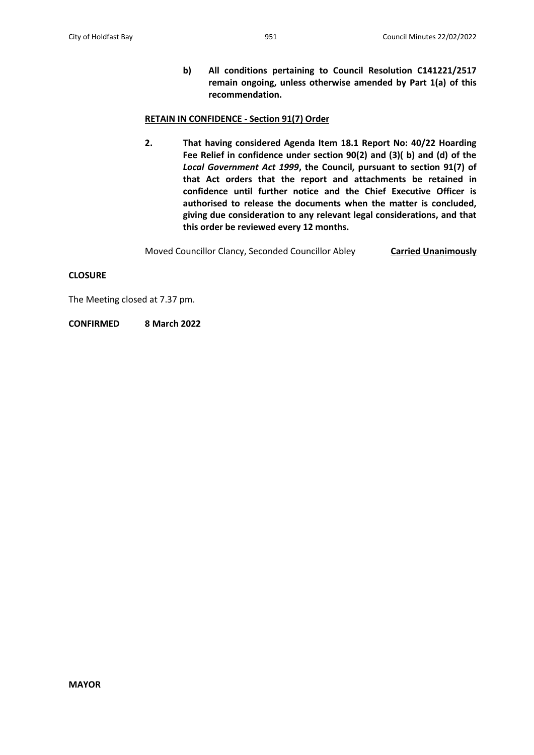**b) All conditions pertaining to Council Resolution C141221/2517 remain ongoing, unless otherwise amended by Part 1(a) of this recommendation.**

**RETAIN IN CONFIDENCE - Section 91(7) Order**

**2. That having considered Agenda Item 18.1 Report No: 40/22 Hoarding Fee Relief in confidence under section 90(2) and (3)( b) and (d) of the *Local Government Act 1999*, the Council, pursuant to section 91(7) of that Act orders that the report and attachments be retained in confidence until further notice and the Chief Executive Officer is authorised to release the documents when the matter is concluded, giving due consideration to any relevant legal considerations, and that this order be reviewed every 12 months.**

Moved Councillor Clancy, Seconded Councillor Abley **Carried Unanimously**

**CLOSURE**

The Meeting closed at 7.37 pm.

**CONFIRMED 8 March 2022**

**MAYOR**